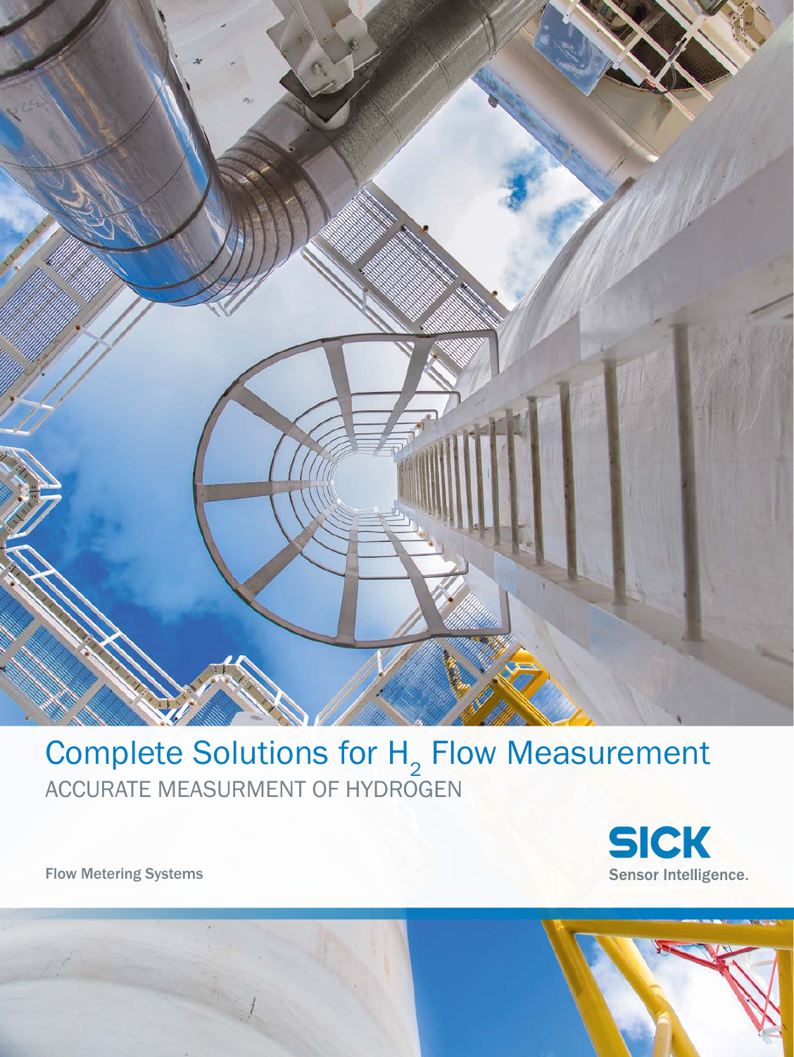# Complete Solutions for $H_2$ Flow Measurement

ACCURATE MEASURMENT OF HYDROGEN

Flow Metering Systems

SICK
Sensor Intelligence.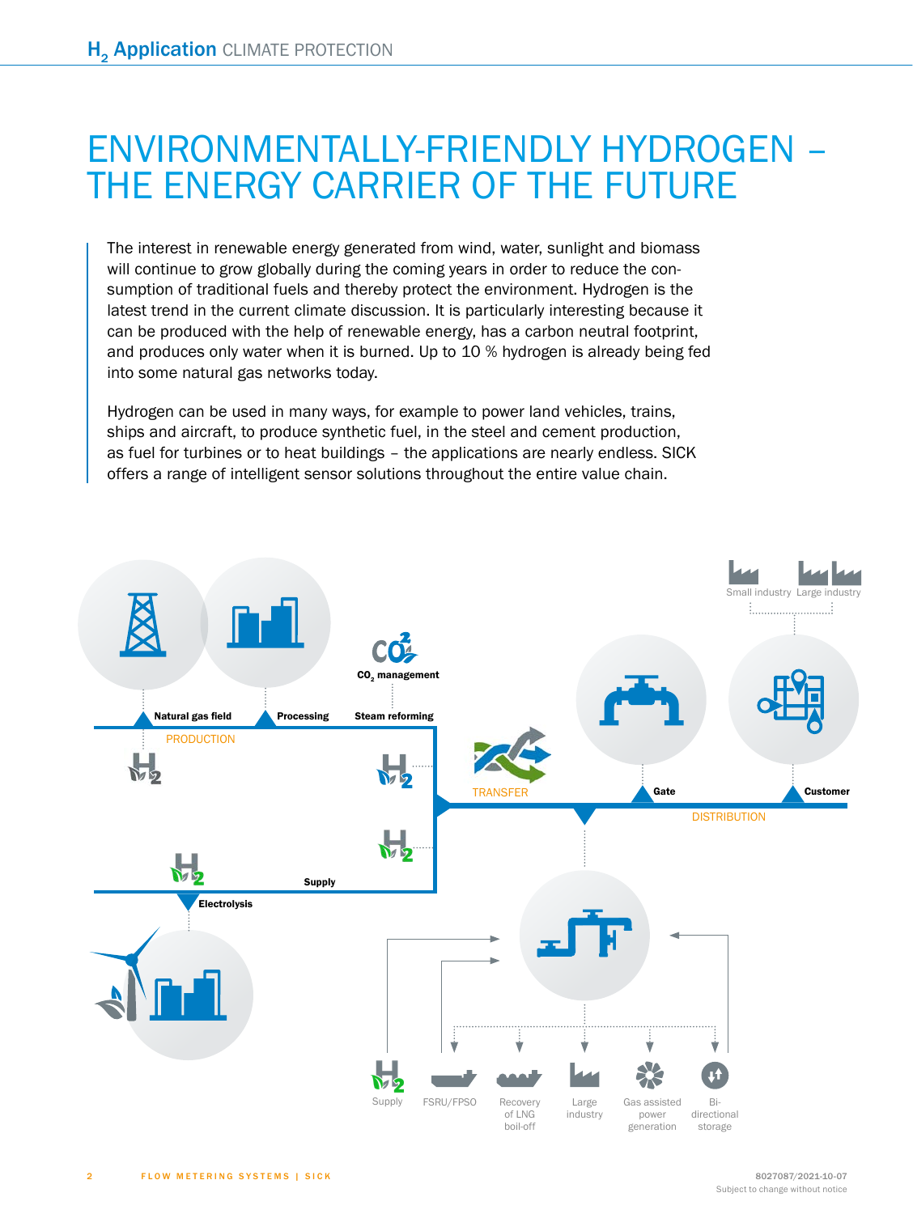# ENVIRONMENTALLY-FRIENDLY HYDROGEN – THE ENERGY CARRIER OF THE FUTURE

The interest in renewable energy generated from wind, water, sunlight and biomass will continue to grow globally during the coming years in order to reduce the consumption of traditional fuels and thereby protect the environment. Hydrogen is the latest trend in the current climate discussion. It is particularly interesting because it can be produced with the help of renewable energy, has a carbon neutral footprint, and produces only water when it is burned. Up to 10 % hydrogen is already being fed into some natural gas networks today.

Hydrogen can be used in many ways, for example to power land vehicles, trains, ships and aircraft, to produce synthetic fuel, in the steel and cement production, as fuel for turbines or to heat buildings – the applications are nearly endless. SICK offers a range of intelligent sensor solutions throughout the entire value chain.

Small industry Large industry

$CO_2$ management

Natural gas field Processing Steam reforming

PRODUCTION

TRANSFER

Gate Customer

DISTRIBUTION

Supply

Electrolysis

Supply FSRU/FPSO Recovery of LNG boil-off Large industry Gas assisted power generation Bi-directional storage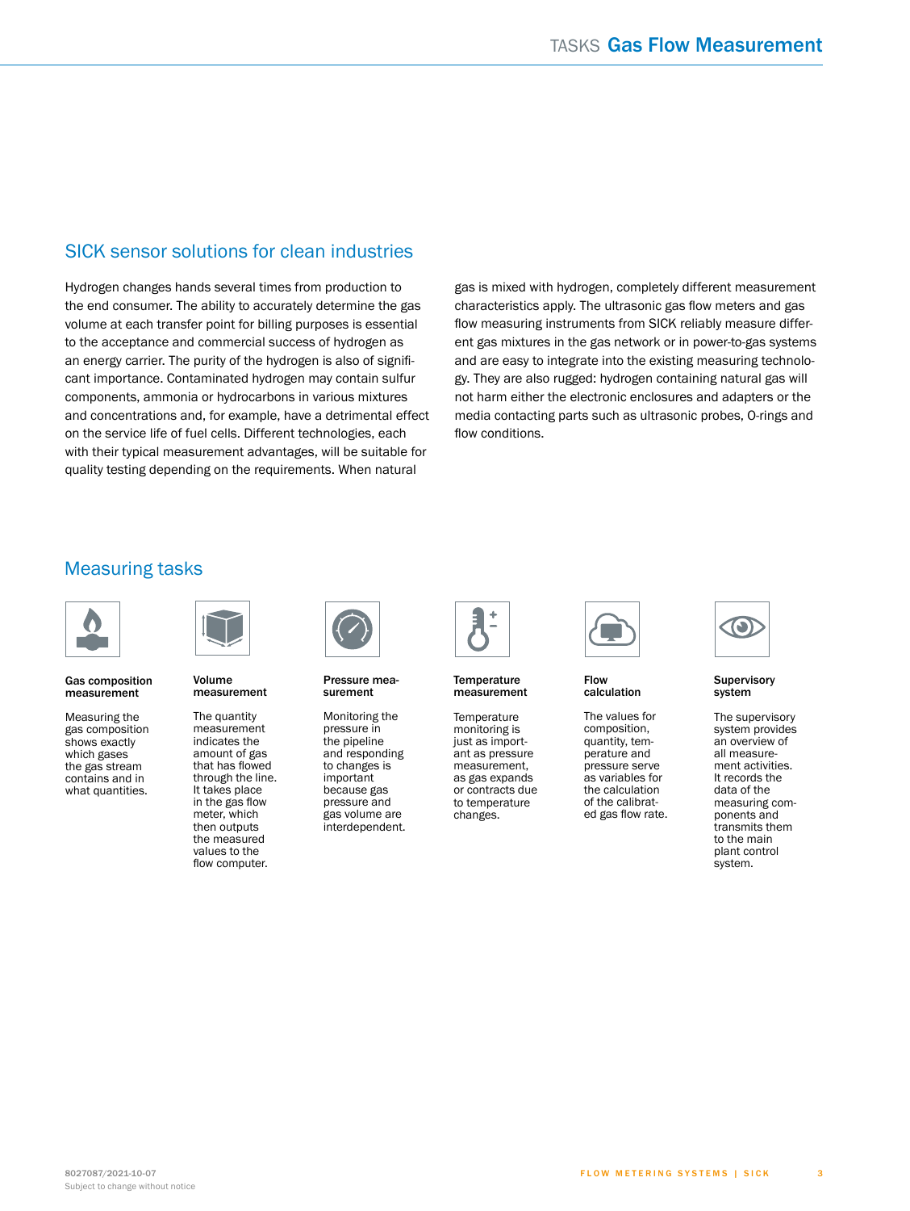## SICK sensor solutions for clean industries

Hydrogen changes hands several times from production to the end consumer. The ability to accurately determine the gas volume at each transfer point for billing purposes is essential to the acceptance and commercial success of hydrogen as an energy carrier. The purity of the hydrogen is also of significant importance. Contaminated hydrogen may contain sulfur components, ammonia or hydrocarbons in various mixtures and concentrations and, for example, have a detrimental effect on the service life of fuel cells. Different technologies, each with their typical measurement advantages, will be suitable for quality testing depending on the requirements. When natural gas is mixed with hydrogen, completely different measurement characteristics apply. The ultrasonic gas flow meters and gas flow measuring instruments from SICK reliably measure different gas mixtures in the gas network or in power-to-gas systems and are easy to integrate into the existing measuring technology. They are also rugged: hydrogen containing natural gas will not harm either the electronic enclosures and adapters or the media contacting parts such as ultrasonic probes, O-rings and flow conditions.

## Measuring tasks

**Gas composition measurement**

Measuring the gas composition shows exactly which gases the gas stream contains and in what quantities.

**Volume measurement**

The quantity measurement indicates the amount of gas that has flowed through the line. It takes place in the gas flow meter, which then outputs the measured values to the flow computer.

**Pressure measurement**

Monitoring the pressure in the pipeline and responding to changes is important because gas pressure and gas volume are interdependent.

**Temperature measurement**

Temperature monitoring is just as important as pressure measurement, as gas expands or contracts due to temperature changes.

**Flow calculation**

The values for composition, quantity, temperature and pressure serve as variables for the calculation of the calibrated gas flow rate.

**Supervisory system**

The supervisory system provides an overview of all measurement activities. It records the data of the measuring components and transmits them to the main plant control system.

8027087/2021-10-07
Subject to change without notice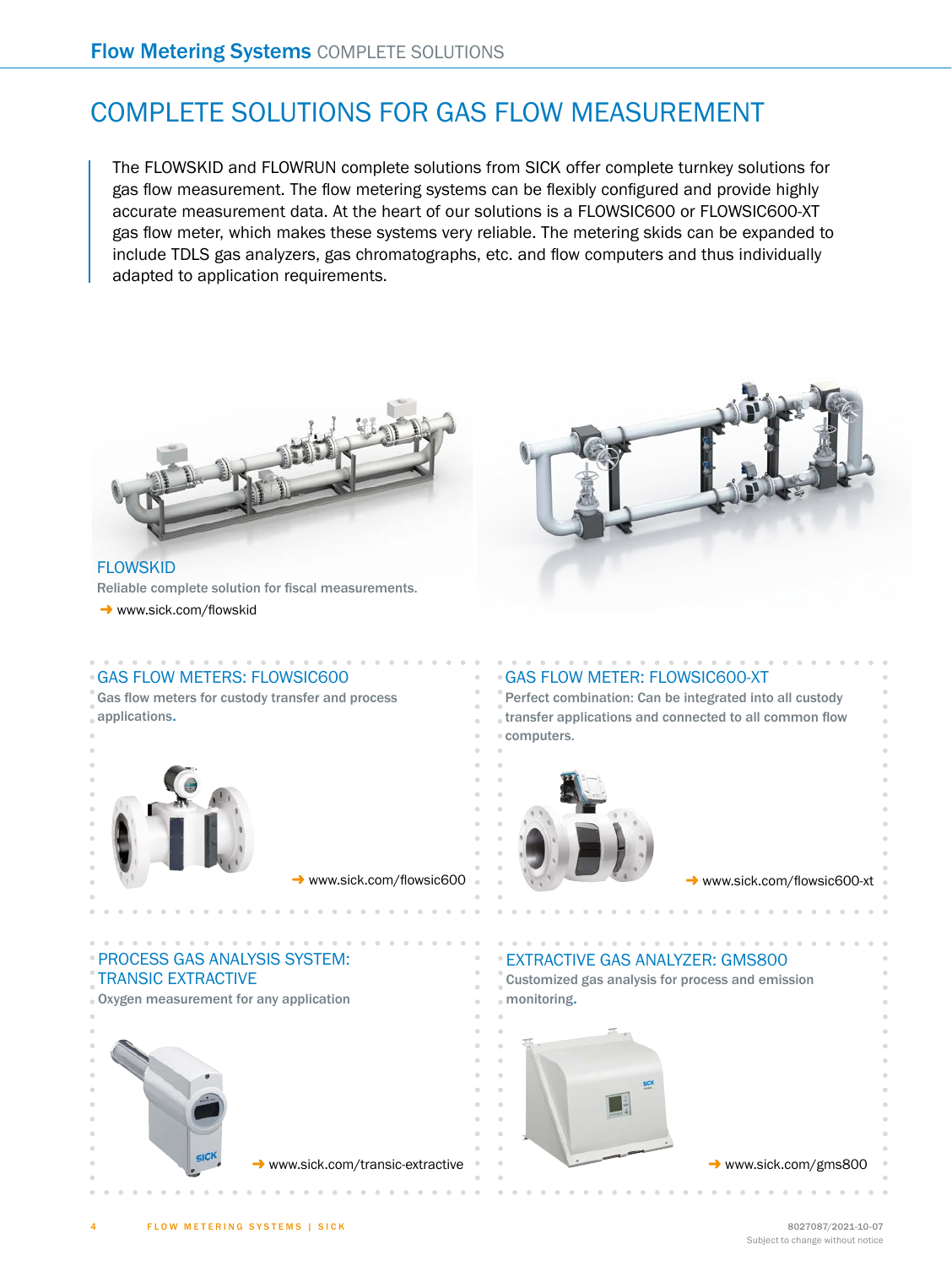# COMPLETE SOLUTIONS FOR GAS FLOW MEASUREMENT

The FLOWSKID and FLOWRUN complete solutions from SICK offer complete turnkey solutions for gas flow measurement. The flow metering systems can be flexibly configured and provide highly accurate measurement data. At the heart of our solutions is a FLOWSIC600 or FLOWSIC600-XT gas flow meter, which makes these systems very reliable. The metering skids can be expanded to include TDLS gas analyzers, gas chromatographs, etc. and flow computers and thus individually adapted to application requirements.

## FLOWSKID

Reliable complete solution for fiscal measurements.

→ www.sick.com/flowskid

## GAS FLOW METERS: FLOWSIC600

Gas flow meters for custody transfer and process applications.

→ www.sick.com/flowsic600

## GAS FLOW METER: FLOWSIC600-XT

Perfect combination: Can be integrated into all custody transfer applications and connected to all common flow computers.

→ www.sick.com/flowsic600-xt

## PROCESS GAS ANALYSIS SYSTEM: TRANSIC EXTRACTIVE

Oxygen measurement for any application

→ www.sick.com/transic-extractive

## EXTRACTIVE GAS ANALYZER: GMS800

Customized gas analysis for process and emission monitoring.

→ www.sick.com/gms800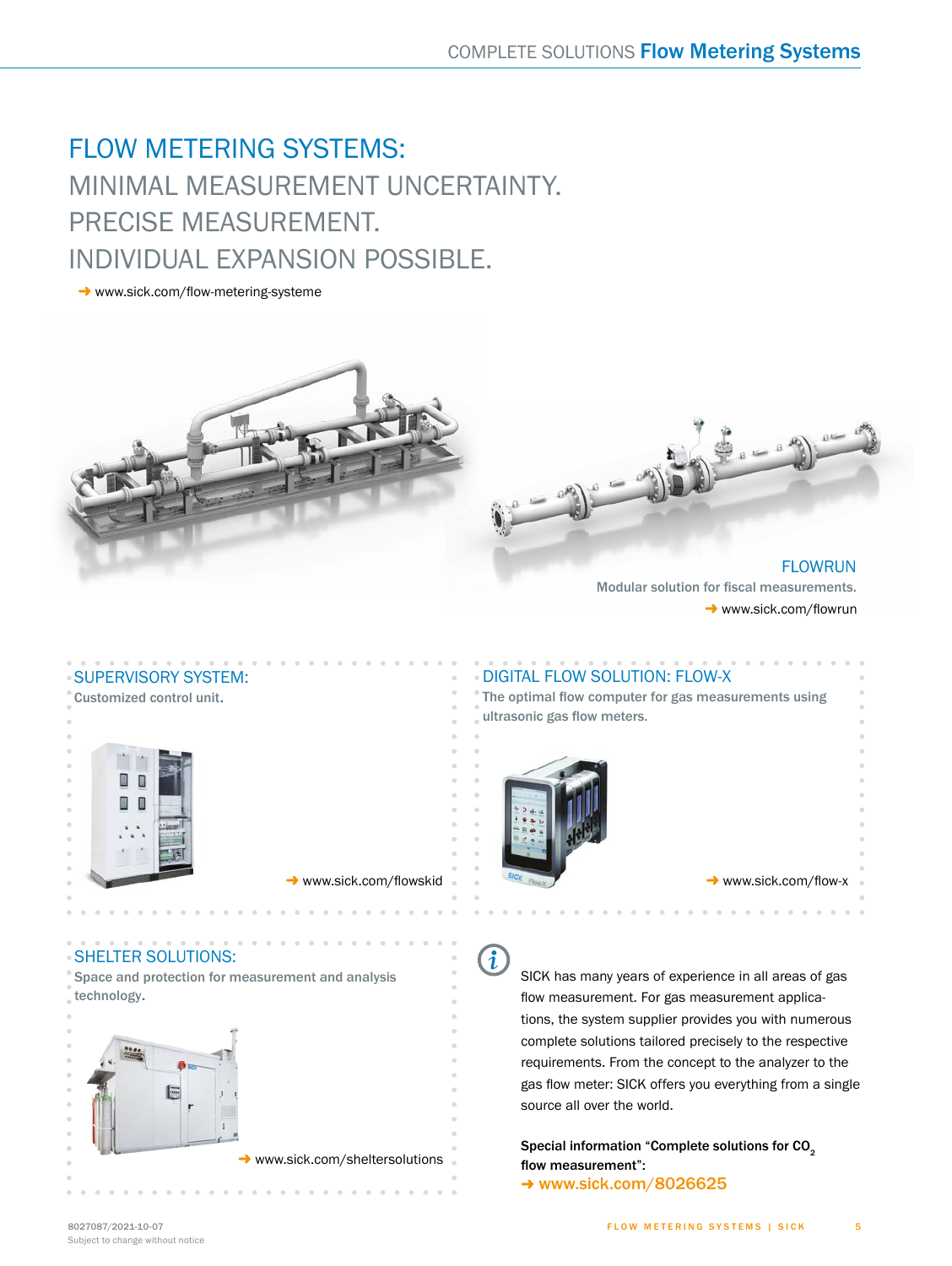# FLOW METERING SYSTEMS:
## MINIMAL MEASUREMENT UNCERTAINTY. PRECISE MEASUREMENT. INDIVIDUAL EXPANSION POSSIBLE.

➜ www.sick.com/flow-metering-systeme

### FLOWRUN

Modular solution for fiscal measurements.

➜ www.sick.com/flowrun

### SUPERVISORY SYSTEM:

Customized control unit.

➜ www.sick.com/flowskid

### DIGITAL FLOW SOLUTION: FLOW-X

The optimal flow computer for gas measurements using ultrasonic gas flow meters.

➜ www.sick.com/flow-x

### SHELTER SOLUTIONS:

Space and protection for measurement and analysis technology.

➜ www.sick.com/sheltersolutions

SICK has many years of experience in all areas of gas flow measurement. For gas measurement applications, the system supplier provides you with numerous complete solutions tailored precisely to the respective requirements. From the concept to the analyzer to the gas flow meter: SICK offers you everything from a single source all over the world.

**Special information "Complete solutions for $CO_2$ flow measurement":**

➜ www.sick.com/8026625

8027087/2021-10-07
Subject to change without notice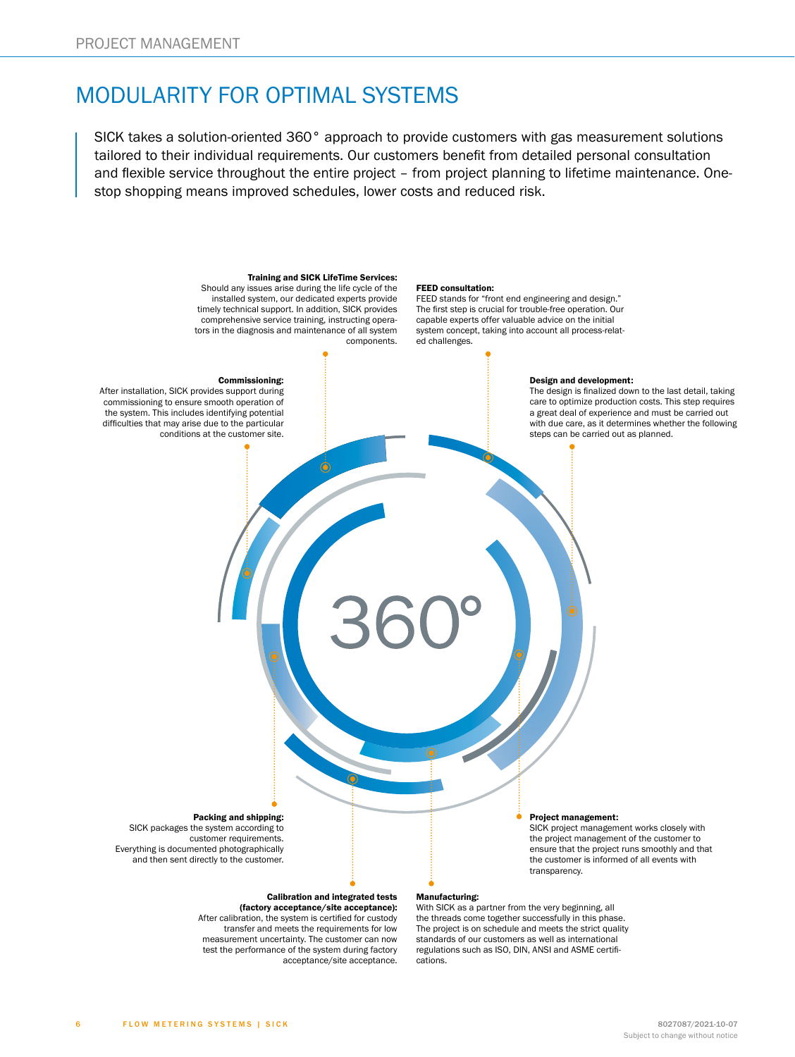# MODULARITY FOR OPTIMAL SYSTEMS

SICK takes a solution-oriented 360° approach to provide customers with gas measurement solutions tailored to their individual requirements. Our customers benefit from detailed personal consultation and flexible service throughout the entire project – from project planning to lifetime maintenance. One-stop shopping means improved schedules, lower costs and reduced risk.

**FEED consultation:**
FEED stands for "front end engineering and design." The first step is crucial for trouble-free operation. Our capable experts offer valuable advice on the initial system concept, taking into account all process-related challenges.

**Design and development:**
The design is finalized down to the last detail, taking care to optimize production costs. This step requires a great deal of experience and must be carried out with due care, as it determines whether the following steps can be carried out as planned.

**Project management:**
SICK project management works closely with the project management of the customer to ensure that the project runs smoothly and that the customer is informed of all events with transparency.

**Manufacturing:**
With SICK as a partner from the very beginning, all the threads come together successfully in this phase. The project is on schedule and meets the strict quality standards of our customers as well as international regulations such as ISO, DIN, ANSI and ASME certifications.

**Calibration and integrated tests (factory acceptance/site acceptance):**
After calibration, the system is certified for custody transfer and meets the requirements for low measurement uncertainty. The customer can now test the performance of the system during factory acceptance/site acceptance.

**Packing and shipping:**
SICK packages the system according to customer requirements. Everything is documented photographically and then sent directly to the customer.

**Commissioning:**
After installation, SICK provides support during commissioning to ensure smooth operation of the system. This includes identifying potential difficulties that may arise due to the particular conditions at the customer site.

**Training and SICK LifeTime Services:**
Should any issues arise during the life cycle of the installed system, our dedicated experts provide timely technical support. In addition, SICK provides comprehensive service training, instructing operators in the diagnosis and maintenance of all system components.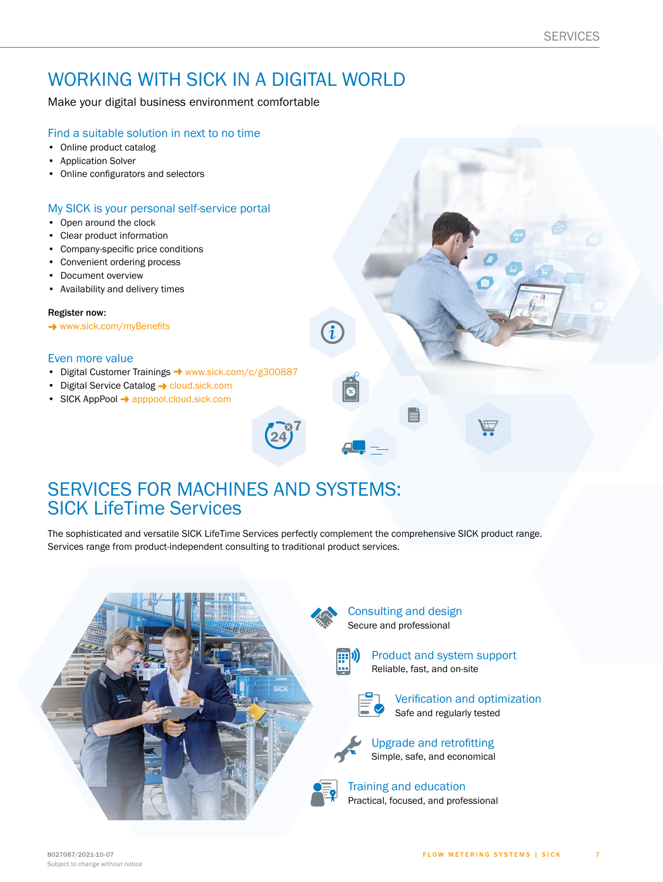# WORKING WITH SICK IN A DIGITAL WORLD

Make your digital business environment comfortable

### Find a suitable solution in next to no time

- Online product catalog
- Application Solver
- Online configurators and selectors

### My SICK is your personal self-service portal

- Open around the clock
- Clear product information
- Company-specific price conditions
- Convenient ordering process
- Document overview
- Availability and delivery times

**Register now:**

➜ www.sick.com/myBenefits

### Even more value

- Digital Customer Trainings ➜ www.sick.com/c/g300887
- Digital Service Catalog ➜ cloud.sick.com
- SICK AppPool ➜ apppool.cloud.sick.com

# SERVICES FOR MACHINES AND SYSTEMS: SICK LifeTime Services

The sophisticated and versatile SICK LifeTime Services perfectly complement the comprehensive SICK product range. Services range from product-independent consulting to traditional product services.

### Consulting and design
Secure and professional

### Product and system support
Reliable, fast, and on-site

### Verification and optimization
Safe and regularly tested

### Upgrade and retrofitting
Simple, safe, and economical

### Training and education
Practical, focused, and professional

8027087/2021-10-07
Subject to change without notice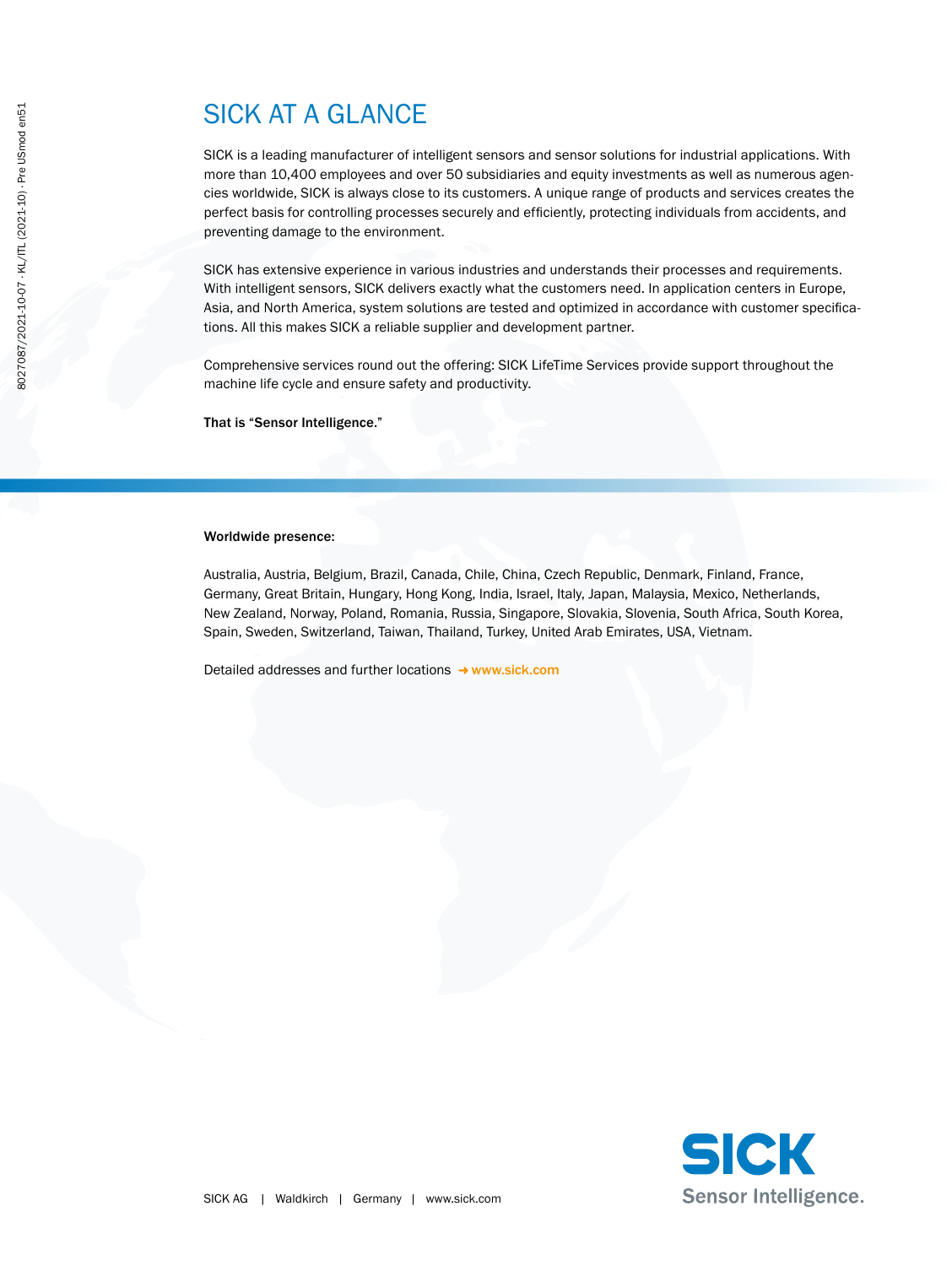# SICK AT A GLANCE

SICK is a leading manufacturer of intelligent sensors and sensor solutions for industrial applications. With more than 10,400 employees and over 50 subsidiaries and equity investments as well as numerous agencies worldwide, SICK is always close to its customers. A unique range of products and services creates the perfect basis for controlling processes securely and efficiently, protecting individuals from accidents, and preventing damage to the environment.

SICK has extensive experience in various industries and understands their processes and requirements. With intelligent sensors, SICK delivers exactly what the customers need. In application centers in Europe, Asia, and North America, system solutions are tested and optimized in accordance with customer specifications. All this makes SICK a reliable supplier and development partner.

Comprehensive services round out the offering: SICK LifeTime Services provide support throughout the machine life cycle and ensure safety and productivity.

**That is "Sensor Intelligence."**

**Worldwide presence:**

Australia, Austria, Belgium, Brazil, Canada, Chile, China, Czech Republic, Denmark, Finland, France, Germany, Great Britain, Hungary, Hong Kong, India, Israel, Italy, Japan, Malaysia, Mexico, Netherlands, New Zealand, Norway, Poland, Romania, Russia, Singapore, Slovakia, Slovenia, South Africa, South Korea, Spain, Sweden, Switzerland, Taiwan, Thailand, Turkey, United Arab Emirates, USA, Vietnam.

Detailed addresses and further locations → www.sick.com

8027087/2021-10-07 · KL/ITL (2021-10) · Pre USmod en51

SICK AG | Waldkirch | Germany | www.sick.com

SICK
Sensor Intelligence.